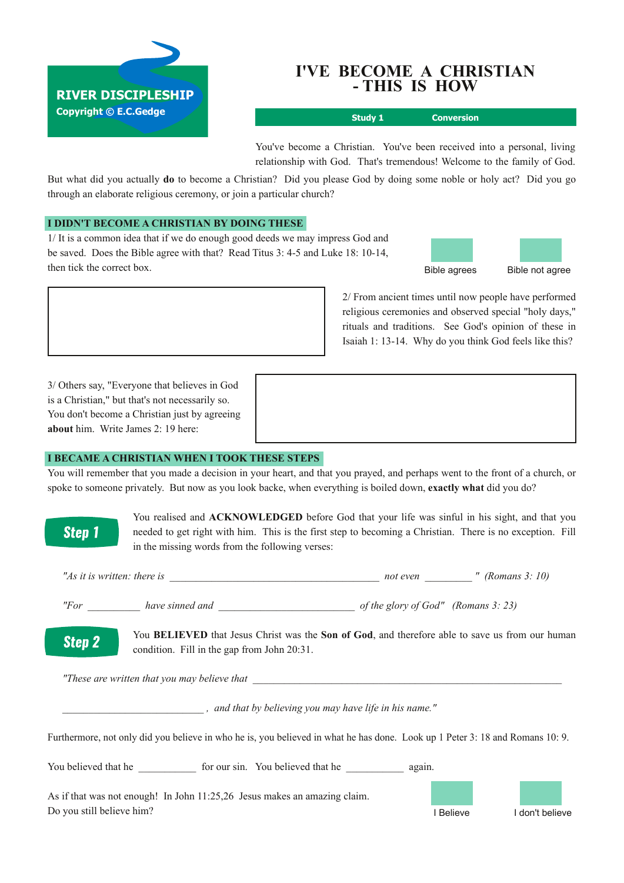**RIVER DISCIPLESHIP**
**Copyright © E.C.Gedge**

# I'VE BECOME A CHRISTIAN - THIS IS HOW

**Study 1 Conversion**

You've become a Christian. You've been received into a personal, living relationship with God. That's tremendous! Welcome to the family of God.

But what did you actually **do** to become a Christian? Did you please God by doing some noble or holy act? Did you go through an elaborate religious ceremony, or join a particular church?

## I DIDN'T BECOME A CHRISTIAN BY DOING THESE

1/ It is a common idea that if we do enough good deeds we may impress God and be saved. Does the Bible agree with that? Read Titus 3: 4-5 and Luke 18: 10-14, then tick the correct box.

☐ Bible agrees ☐ Bible not agree

2/ From ancient times until now people have performed religious ceremonies and observed special "holy days," rituals and traditions. See God's opinion of these in Isaiah 1: 13-14. Why do you think God feels like this?

3/ Others say, "Everyone that believes in God is a Christian," but that's not necessarily so. You don't become a Christian just by agreeing **about** him. Write James 2: 19 here:

## I BECAME A CHRISTIAN WHEN I TOOK THESE STEPS

You will remember that you made a decision in your heart, and that you prayed, and perhaps went to the front of a church, or spoke to someone privately. But now as you look backe, when everything is boiled down, **exactly what** did you do?

### Step 1

You realised and **ACKNOWLEDGED** before God that your life was sinful in his sight, and that you needed to get right with him. This is the first step to becoming a Christian. There is no exception. Fill in the missing words from the following verses:

*"As it is written: there is* ________________________________________ *not even* _________ *" (Romans 3: 10)*

*"For* __________ *have sinned and* __________________________ *of the glory of God" (Romans 3: 23)*

### Step 2

You **BELIEVED** that Jesus Christ was the **Son of God**, and therefore able to save us from our human condition. Fill in the gap from John 20:31.

*"These are written that you may believe that* ____________________________________________________________

___________________________ *, and that by believing you may have life in his name."*

Furthermore, not only did you believe in who he is, you believed in what he has done. Look up 1 Peter 3: 18 and Romans 10: 9.

You believed that he ___________ for our sin. You believed that he ___________ again.

As if that was not enough! In John 11:25,26 Jesus makes an amazing claim.
Do you still believe him?

☐ I Believe ☐ I don't believe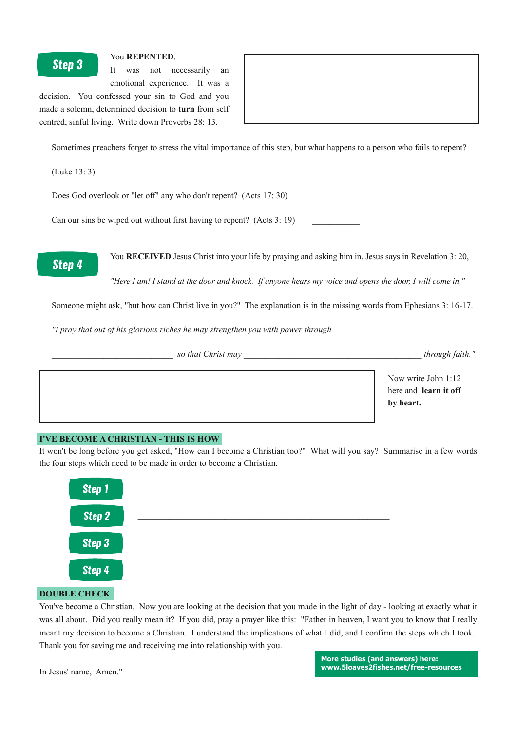**Step 3**

You **REPENTED**. It was not necessarily an emotional experience. It was a decision. You confessed your sin to God and you made a solemn, determined decision to **turn** from self centred, sinful living. Write down Proverbs 28: 13.

Sometimes preachers forget to stress the vital importance of this step, but what happens to a person who fails to repent?

(Luke 13: 3) ___________________________________________________________

Does God overlook or "let off" any who don't repent? (Acts 17: 30) ___________

Can our sins be wiped out without first having to repent? (Acts 3: 19) ___________

**Step 4**

You **RECEIVED** Jesus Christ into your life by praying and asking him in. Jesus says in Revelation 3: 20,

*"Here I am! I stand at the door and knock. If anyone hears my voice and opens the door, I will come in."*

Someone might ask, "but how can Christ live in you?" The explanation is in the missing words from Ephesians 3: 16-17.

*"I pray that out of his glorious riches he may strengthen you with power through* ______________________________

____________________________ *so that Christ may* __________________________________________ *through faith."*

Now write John 1:12 here and **learn it off by heart.**

## I'VE BECOME A CHRISTIAN - THIS IS HOW

It won't be long before you get asked, "How can I become a Christian too?" What will you say? Summarise in a few words the four steps which need to be made in order to become a Christian.

**Step 1** ____________________________________________________________

**Step 2** ____________________________________________________________

**Step 3** ____________________________________________________________

**Step 4** ____________________________________________________________

## DOUBLE CHECK

You've become a Christian. Now you are looking at the decision that you made in the light of day - looking at exactly what it was all about. Did you really mean it? If you did, pray a prayer like this: "Father in heaven, I want you to know that I really meant my decision to become a Christian. I understand the implications of what I did, and I confirm the steps which I took. Thank you for saving me and receiving me into relationship with you.

In Jesus' name, Amen."

**More studies (and answers) here: www.5loaves2fishes.net/free-resources**